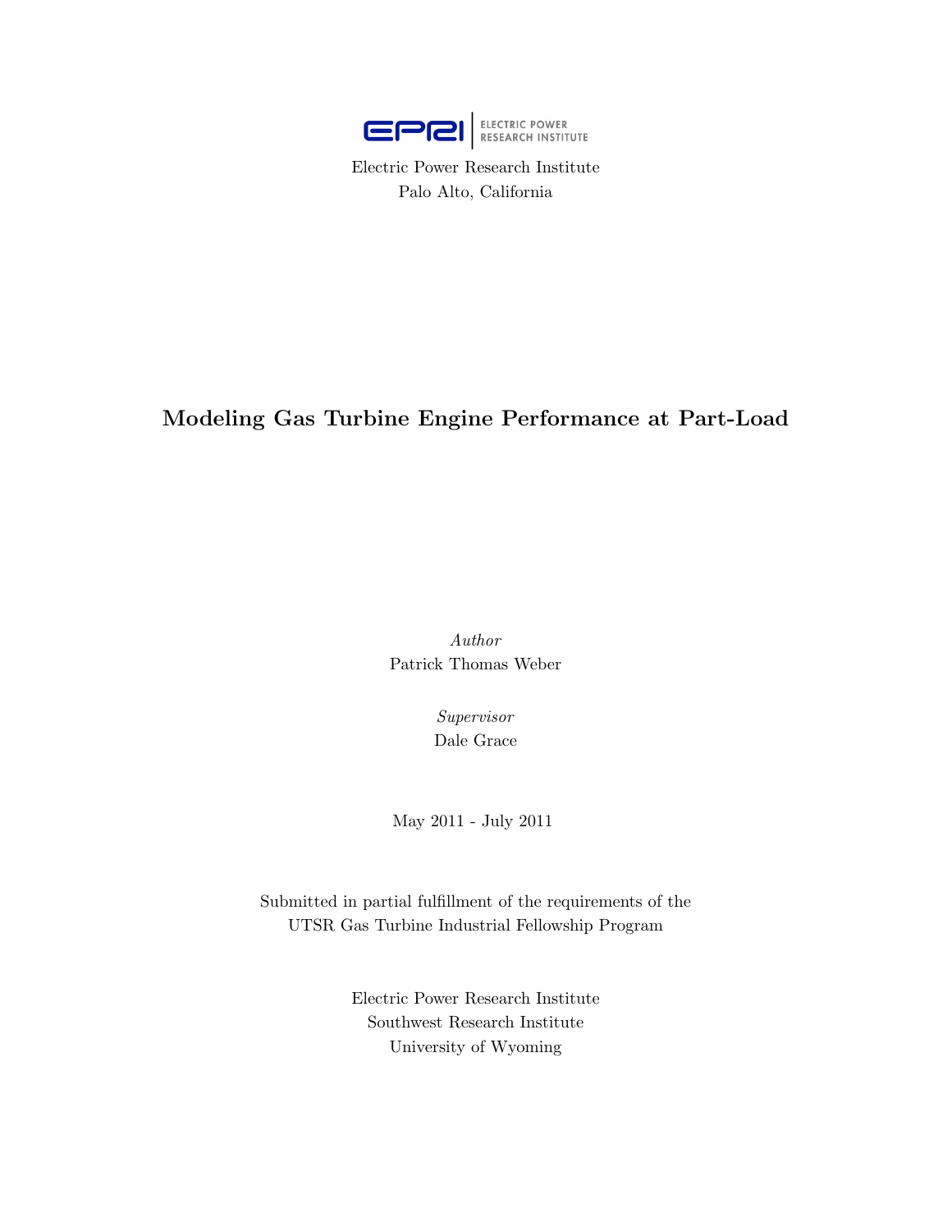EPRI | ELECTRIC POWER RESEARCH INSTITUTE

Electric Power Research Institute
Palo Alto, California

# Modeling Gas Turbine Engine Performance at Part-Load

*Author*
Patrick Thomas Weber

*Supervisor*
Dale Grace

May 2011 - July 2011

Submitted in partial fulfillment of the requirements of the
UTSR Gas Turbine Industrial Fellowship Program

Electric Power Research Institute
Southwest Research Institute
University of Wyoming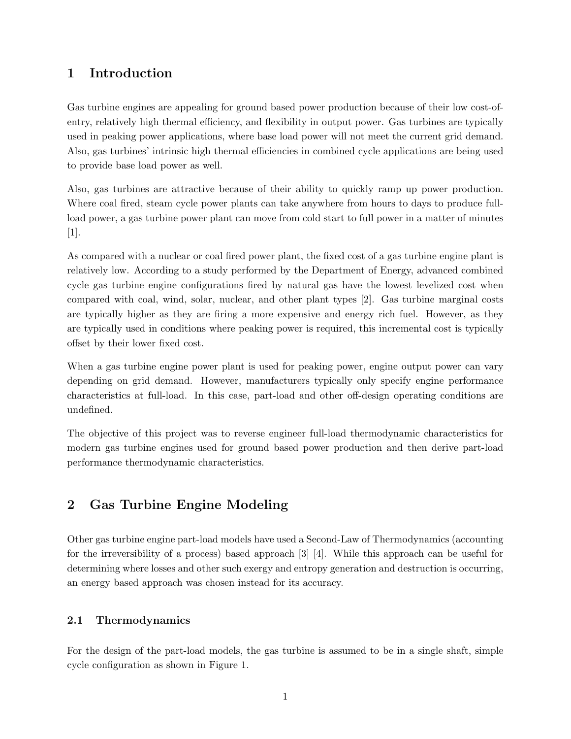# 1 Introduction

Gas turbine engines are appealing for ground based power production because of their low cost-of-entry, relatively high thermal efficiency, and flexibility in output power. Gas turbines are typically used in peaking power applications, where base load power will not meet the current grid demand. Also, gas turbines' intrinsic high thermal efficiencies in combined cycle applications are being used to provide base load power as well.

Also, gas turbines are attractive because of their ability to quickly ramp up power production. Where coal fired, steam cycle power plants can take anywhere from hours to days to produce full-load power, a gas turbine power plant can move from cold start to full power in a matter of minutes [1].

As compared with a nuclear or coal fired power plant, the fixed cost of a gas turbine engine plant is relatively low. According to a study performed by the Department of Energy, advanced combined cycle gas turbine engine configurations fired by natural gas have the lowest levelized cost when compared with coal, wind, solar, nuclear, and other plant types [2]. Gas turbine marginal costs are typically higher as they are firing a more expensive and energy rich fuel. However, as they are typically used in conditions where peaking power is required, this incremental cost is typically offset by their lower fixed cost.

When a gas turbine engine power plant is used for peaking power, engine output power can vary depending on grid demand. However, manufacturers typically only specify engine performance characteristics at full-load. In this case, part-load and other off-design operating conditions are undefined.

The objective of this project was to reverse engineer full-load thermodynamic characteristics for modern gas turbine engines used for ground based power production and then derive part-load performance thermodynamic characteristics.

# 2 Gas Turbine Engine Modeling

Other gas turbine engine part-load models have used a Second-Law of Thermodynamics (accounting for the irreversibility of a process) based approach [3] [4]. While this approach can be useful for determining where losses and other such exergy and entropy generation and destruction is occurring, an energy based approach was chosen instead for its accuracy.

## 2.1 Thermodynamics

For the design of the part-load models, the gas turbine is assumed to be in a single shaft, simple cycle configuration as shown in Figure 1.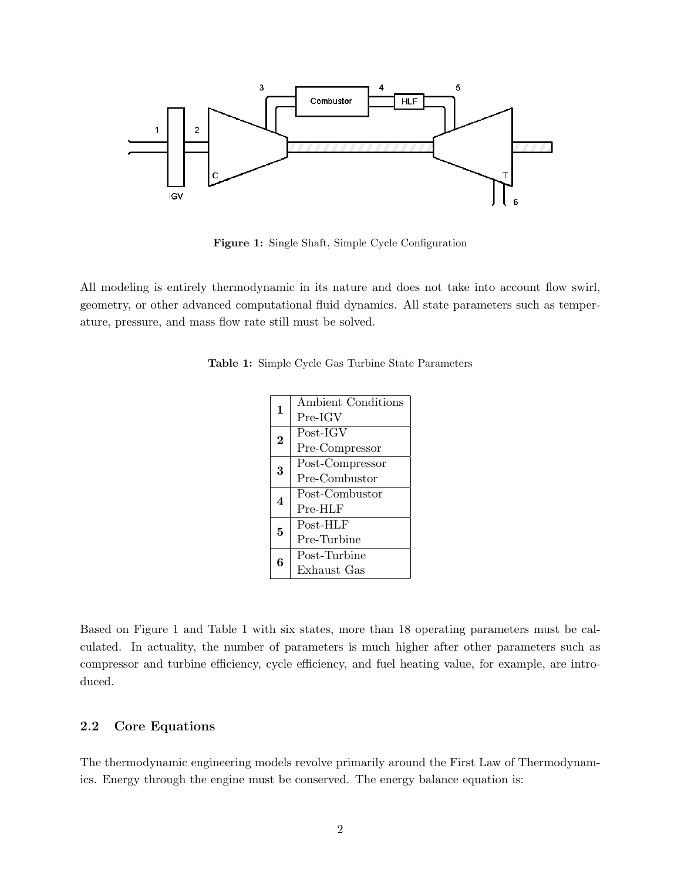Figure 1: Single Shaft, Simple Cycle Configuration

All modeling is entirely thermodynamic in its nature and does not take into account flow swirl, geometry, or other advanced computational fluid dynamics. All state parameters such as temperature, pressure, and mass flow rate still must be solved.

Table 1: Simple Cycle Gas Turbine State Parameters

| | |
|---|---|
| **1** | Ambient Conditions<br>Pre-IGV |
| **2** | Post-IGV<br>Pre-Compressor |
| **3** | Post-Compressor<br>Pre-Combustor |
| **4** | Post-Combustor<br>Pre-HLF |
| **5** | Post-HLF<br>Pre-Turbine |
| **6** | Post-Turbine<br>Exhaust Gas |

Based on Figure 1 and Table 1 with six states, more than 18 operating parameters must be calculated. In actuality, the number of parameters is much higher after other parameters such as compressor and turbine efficiency, cycle efficiency, and fuel heating value, for example, are introduced.

### 2.2 Core Equations

The thermodynamic engineering models revolve primarily around the First Law of Thermodynamics. Energy through the engine must be conserved. The energy balance equation is: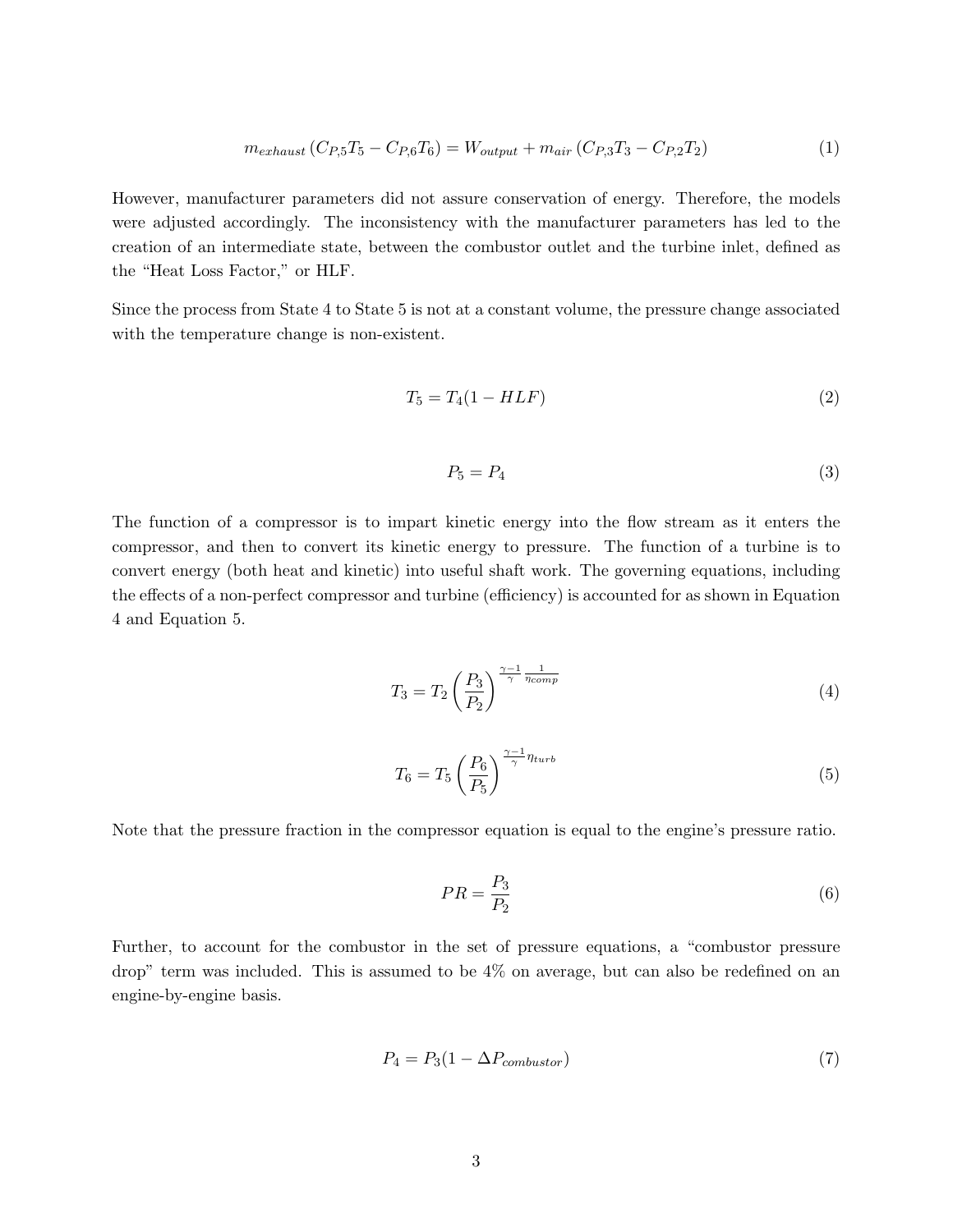$$m_{exhaust}\left(C_{P,5}T_5 - C_{P,6}T_6\right) = W_{output} + m_{air}\left(C_{P,3}T_3 - C_{P,2}T_2\right) \tag{1}$$

However, manufacturer parameters did not assure conservation of energy. Therefore, the models were adjusted accordingly. The inconsistency with the manufacturer parameters has led to the creation of an intermediate state, between the combustor outlet and the turbine inlet, defined as the "Heat Loss Factor," or HLF.

Since the process from State 4 to State 5 is not at a constant volume, the pressure change associated with the temperature change is non-existent.

$$T_5 = T_4(1 - HLF) \tag{2}$$

$$P_5 = P_4 \tag{3}$$

The function of a compressor is to impart kinetic energy into the flow stream as it enters the compressor, and then to convert its kinetic energy to pressure. The function of a turbine is to convert energy (both heat and kinetic) into useful shaft work. The governing equations, including the effects of a non-perfect compressor and turbine (efficiency) is accounted for as shown in Equation 4 and Equation 5.

$$T_3 = T_2\left(\frac{P_3}{P_2}\right)^{\frac{\gamma-1}{\gamma}\frac{1}{\eta_{comp}}} \tag{4}$$

$$T_6 = T_5\left(\frac{P_6}{P_5}\right)^{\frac{\gamma-1}{\gamma}\eta_{turb}} \tag{5}$$

Note that the pressure fraction in the compressor equation is equal to the engine's pressure ratio.

$$PR = \frac{P_3}{P_2} \tag{6}$$

Further, to account for the combustor in the set of pressure equations, a "combustor pressure drop" term was included. This is assumed to be 4% on average, but can also be redefined on an engine-by-engine basis.

$$P_4 = P_3(1 - \Delta P_{combustor}) \tag{7}$$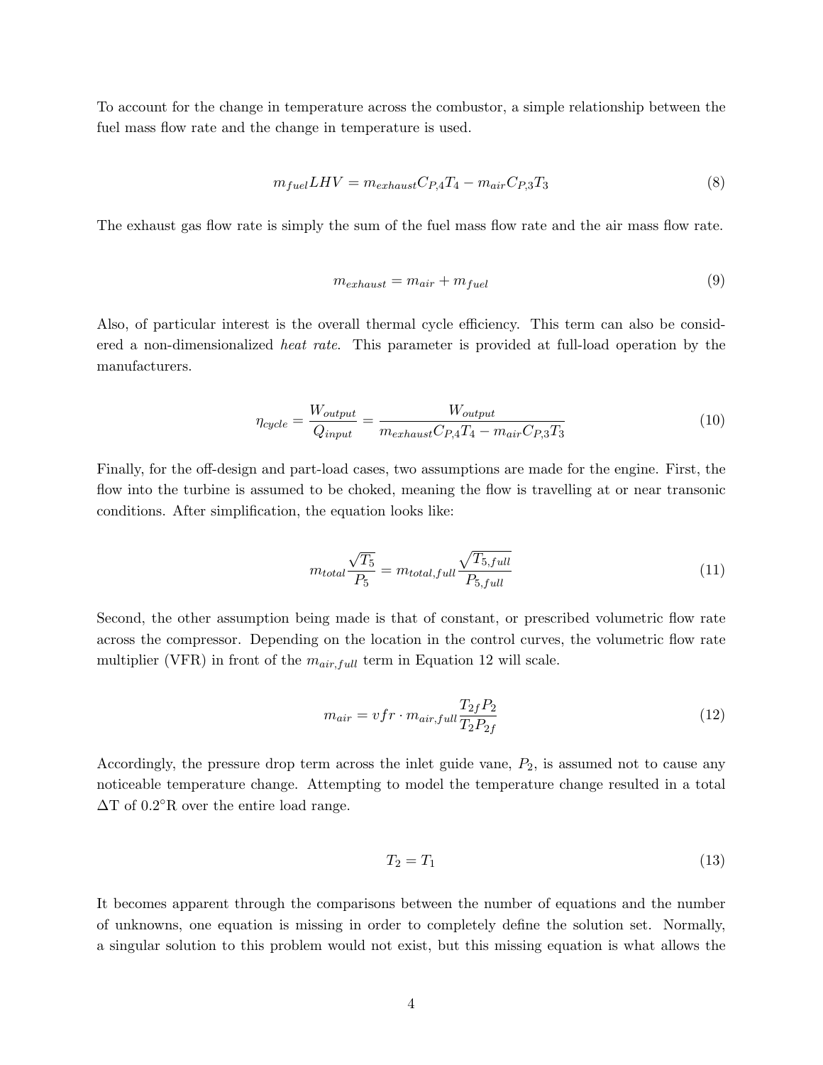To account for the change in temperature across the combustor, a simple relationship between the fuel mass flow rate and the change in temperature is used.

$$m_{fuel}LHV = m_{exhaust}C_{P,4}T_4 - m_{air}C_{P,3}T_3 \tag{8}$$

The exhaust gas flow rate is simply the sum of the fuel mass flow rate and the air mass flow rate.

$$m_{exhaust} = m_{air} + m_{fuel} \tag{9}$$

Also, of particular interest is the overall thermal cycle efficiency. This term can also be considered a non-dimensionalized *heat rate*. This parameter is provided at full-load operation by the manufacturers.

$$\eta_{cycle} = \frac{W_{output}}{Q_{input}} = \frac{W_{output}}{m_{exhaust}C_{P,4}T_4 - m_{air}C_{P,3}T_3} \tag{10}$$

Finally, for the off-design and part-load cases, two assumptions are made for the engine. First, the flow into the turbine is assumed to be choked, meaning the flow is travelling at or near transonic conditions. After simplification, the equation looks like:

$$m_{total}\frac{\sqrt{T_5}}{P_5} = m_{total,full}\frac{\sqrt{T_{5,full}}}{P_{5,full}} \tag{11}$$

Second, the other assumption being made is that of constant, or prescribed volumetric flow rate across the compressor. Depending on the location in the control curves, the volumetric flow rate multiplier (VFR) in front of the $m_{air,full}$ term in Equation 12 will scale.

$$m_{air} = vfr \cdot m_{air,full}\frac{T_{2f}P_2}{T_2P_{2f}} \tag{12}$$

Accordingly, the pressure drop term across the inlet guide vane, $P_2$, is assumed not to cause any noticeable temperature change. Attempting to model the temperature change resulted in a total $\Delta$T of 0.2°R over the entire load range.

$$T_2 = T_1 \tag{13}$$

It becomes apparent through the comparisons between the number of equations and the number of unknowns, one equation is missing in order to completely define the solution set. Normally, a singular solution to this problem would not exist, but this missing equation is what allows the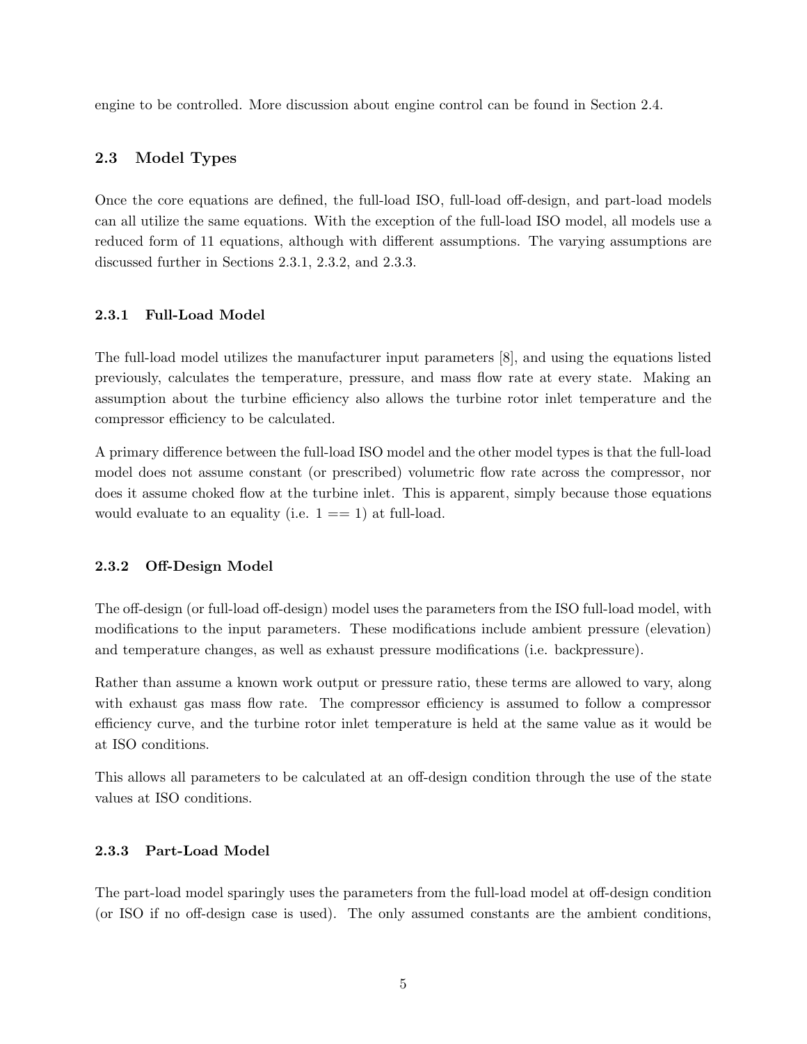engine to be controlled. More discussion about engine control can be found in Section 2.4.

## 2.3 Model Types

Once the core equations are defined, the full-load ISO, full-load off-design, and part-load models can all utilize the same equations. With the exception of the full-load ISO model, all models use a reduced form of 11 equations, although with different assumptions. The varying assumptions are discussed further in Sections 2.3.1, 2.3.2, and 2.3.3.

### 2.3.1 Full-Load Model

The full-load model utilizes the manufacturer input parameters [8], and using the equations listed previously, calculates the temperature, pressure, and mass flow rate at every state. Making an assumption about the turbine efficiency also allows the turbine rotor inlet temperature and the compressor efficiency to be calculated.

A primary difference between the full-load ISO model and the other model types is that the full-load model does not assume constant (or prescribed) volumetric flow rate across the compressor, nor does it assume choked flow at the turbine inlet. This is apparent, simply because those equations would evaluate to an equality (i.e. 1 == 1) at full-load.

### 2.3.2 Off-Design Model

The off-design (or full-load off-design) model uses the parameters from the ISO full-load model, with modifications to the input parameters. These modifications include ambient pressure (elevation) and temperature changes, as well as exhaust pressure modifications (i.e. backpressure).

Rather than assume a known work output or pressure ratio, these terms are allowed to vary, along with exhaust gas mass flow rate. The compressor efficiency is assumed to follow a compressor efficiency curve, and the turbine rotor inlet temperature is held at the same value as it would be at ISO conditions.

This allows all parameters to be calculated at an off-design condition through the use of the state values at ISO conditions.

### 2.3.3 Part-Load Model

The part-load model sparingly uses the parameters from the full-load model at off-design condition (or ISO if no off-design case is used). The only assumed constants are the ambient conditions,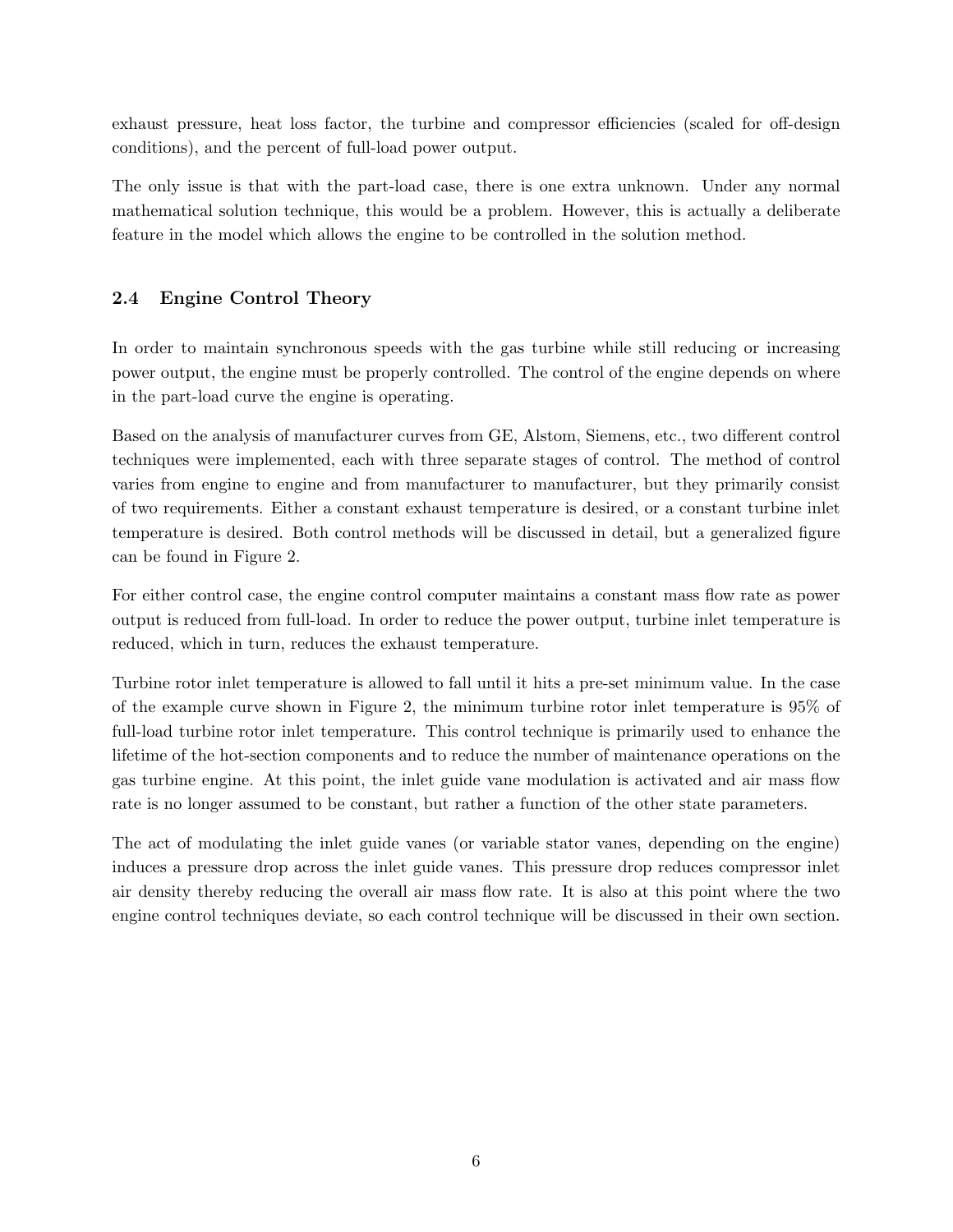exhaust pressure, heat loss factor, the turbine and compressor efficiencies (scaled for off-design conditions), and the percent of full-load power output.

The only issue is that with the part-load case, there is one extra unknown. Under any normal mathematical solution technique, this would be a problem. However, this is actually a deliberate feature in the model which allows the engine to be controlled in the solution method.

## 2.4 Engine Control Theory

In order to maintain synchronous speeds with the gas turbine while still reducing or increasing power output, the engine must be properly controlled. The control of the engine depends on where in the part-load curve the engine is operating.

Based on the analysis of manufacturer curves from GE, Alstom, Siemens, etc., two different control techniques were implemented, each with three separate stages of control. The method of control varies from engine to engine and from manufacturer to manufacturer, but they primarily consist of two requirements. Either a constant exhaust temperature is desired, or a constant turbine inlet temperature is desired. Both control methods will be discussed in detail, but a generalized figure can be found in Figure 2.

For either control case, the engine control computer maintains a constant mass flow rate as power output is reduced from full-load. In order to reduce the power output, turbine inlet temperature is reduced, which in turn, reduces the exhaust temperature.

Turbine rotor inlet temperature is allowed to fall until it hits a pre-set minimum value. In the case of the example curve shown in Figure 2, the minimum turbine rotor inlet temperature is 95% of full-load turbine rotor inlet temperature. This control technique is primarily used to enhance the lifetime of the hot-section components and to reduce the number of maintenance operations on the gas turbine engine. At this point, the inlet guide vane modulation is activated and air mass flow rate is no longer assumed to be constant, but rather a function of the other state parameters.

The act of modulating the inlet guide vanes (or variable stator vanes, depending on the engine) induces a pressure drop across the inlet guide vanes. This pressure drop reduces compressor inlet air density thereby reducing the overall air mass flow rate. It is also at this point where the two engine control techniques deviate, so each control technique will be discussed in their own section.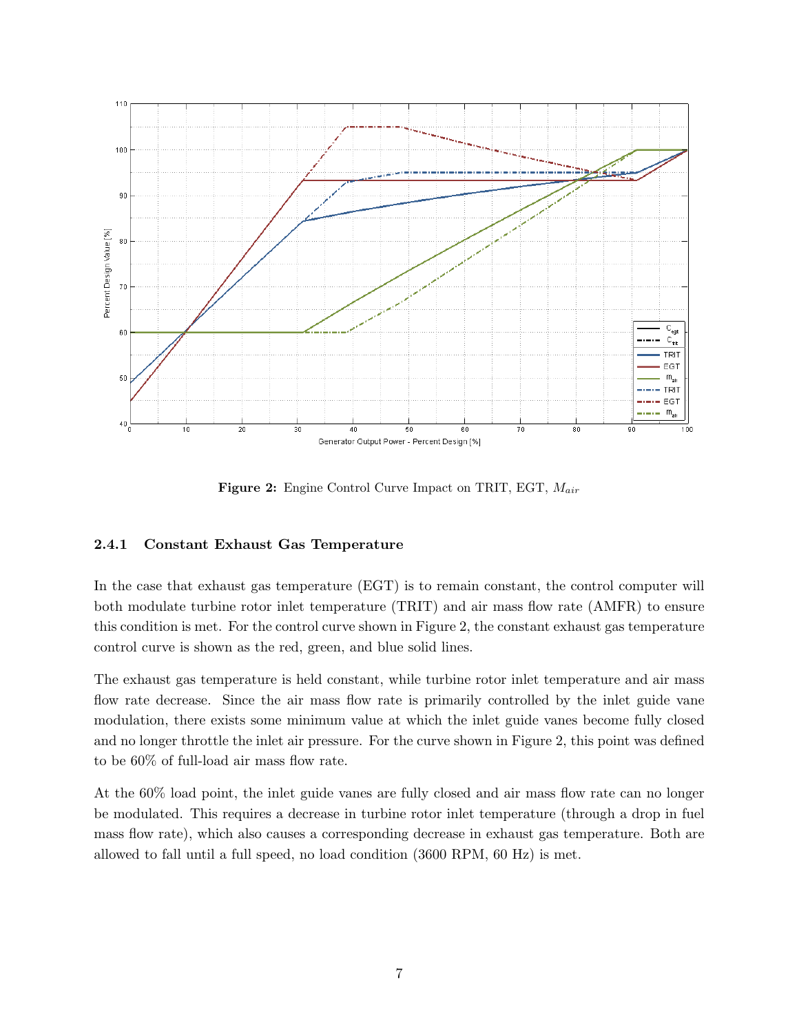**Figure 2:** Engine Control Curve Impact on TRIT, EGT, $M_{air}$

### 2.4.1 Constant Exhaust Gas Temperature

In the case that exhaust gas temperature (EGT) is to remain constant, the control computer will both modulate turbine rotor inlet temperature (TRIT) and air mass flow rate (AMFR) to ensure this condition is met. For the control curve shown in Figure 2, the constant exhaust gas temperature control curve is shown as the red, green, and blue solid lines.

The exhaust gas temperature is held constant, while turbine rotor inlet temperature and air mass flow rate decrease. Since the air mass flow rate is primarily controlled by the inlet guide vane modulation, there exists some minimum value at which the inlet guide vanes become fully closed and no longer throttle the inlet air pressure. For the curve shown in Figure 2, this point was defined to be 60% of full-load air mass flow rate.

At the 60% load point, the inlet guide vanes are fully closed and air mass flow rate can no longer be modulated. This requires a decrease in turbine rotor inlet temperature (through a drop in fuel mass flow rate), which also causes a corresponding decrease in exhaust gas temperature. Both are allowed to fall until a full speed, no load condition (3600 RPM, 60 Hz) is met.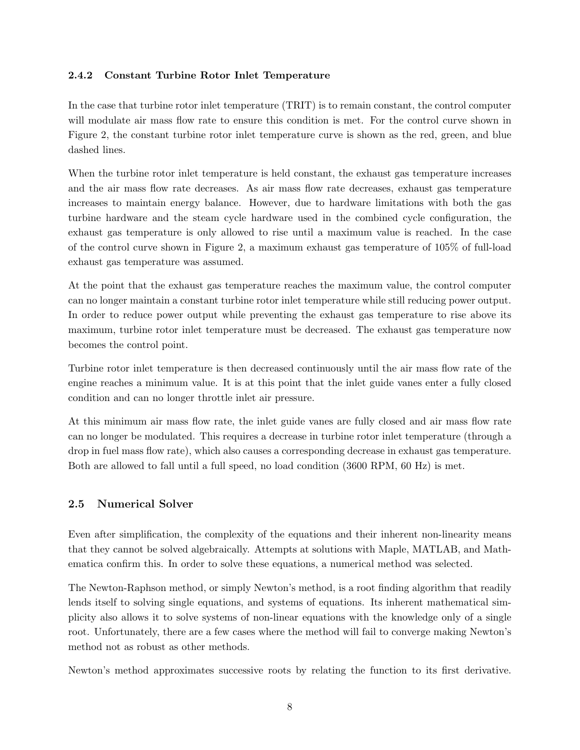### 2.4.2 Constant Turbine Rotor Inlet Temperature

In the case that turbine rotor inlet temperature (TRIT) is to remain constant, the control computer will modulate air mass flow rate to ensure this condition is met. For the control curve shown in Figure 2, the constant turbine rotor inlet temperature curve is shown as the red, green, and blue dashed lines.

When the turbine rotor inlet temperature is held constant, the exhaust gas temperature increases and the air mass flow rate decreases. As air mass flow rate decreases, exhaust gas temperature increases to maintain energy balance. However, due to hardware limitations with both the gas turbine hardware and the steam cycle hardware used in the combined cycle configuration, the exhaust gas temperature is only allowed to rise until a maximum value is reached. In the case of the control curve shown in Figure 2, a maximum exhaust gas temperature of 105% of full-load exhaust gas temperature was assumed.

At the point that the exhaust gas temperature reaches the maximum value, the control computer can no longer maintain a constant turbine rotor inlet temperature while still reducing power output. In order to reduce power output while preventing the exhaust gas temperature to rise above its maximum, turbine rotor inlet temperature must be decreased. The exhaust gas temperature now becomes the control point.

Turbine rotor inlet temperature is then decreased continuously until the air mass flow rate of the engine reaches a minimum value. It is at this point that the inlet guide vanes enter a fully closed condition and can no longer throttle inlet air pressure.

At this minimum air mass flow rate, the inlet guide vanes are fully closed and air mass flow rate can no longer be modulated. This requires a decrease in turbine rotor inlet temperature (through a drop in fuel mass flow rate), which also causes a corresponding decrease in exhaust gas temperature. Both are allowed to fall until a full speed, no load condition (3600 RPM, 60 Hz) is met.

## 2.5 Numerical Solver

Even after simplification, the complexity of the equations and their inherent non-linearity means that they cannot be solved algebraically. Attempts at solutions with Maple, MATLAB, and Mathematica confirm this. In order to solve these equations, a numerical method was selected.

The Newton-Raphson method, or simply Newton's method, is a root finding algorithm that readily lends itself to solving single equations, and systems of equations. Its inherent mathematical simplicity also allows it to solve systems of non-linear equations with the knowledge only of a single root. Unfortunately, there are a few cases where the method will fail to converge making Newton's method not as robust as other methods.

Newton's method approximates successive roots by relating the function to its first derivative.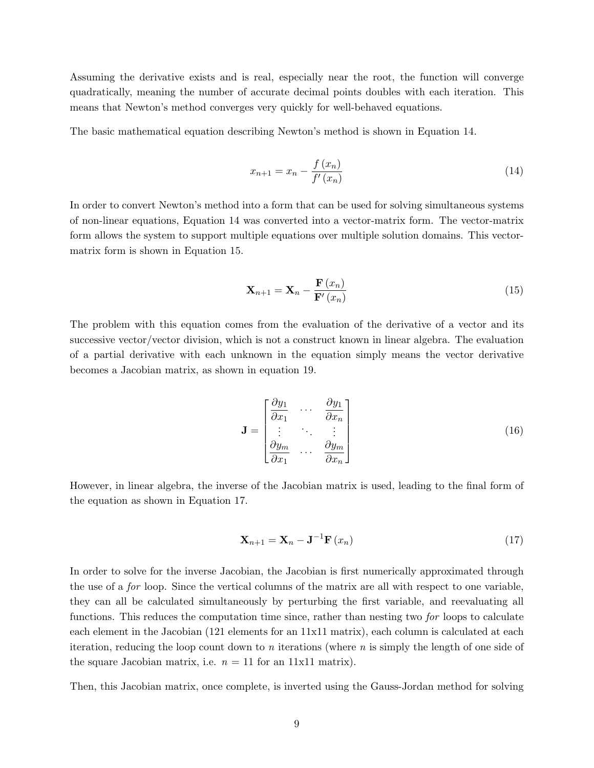Assuming the derivative exists and is real, especially near the root, the function will converge quadratically, meaning the number of accurate decimal points doubles with each iteration. This means that Newton's method converges very quickly for well-behaved equations.

The basic mathematical equation describing Newton's method is shown in Equation 14.

$$x_{n+1} = x_n - \frac{f(x_n)}{f'(x_n)} \tag{14}$$

In order to convert Newton's method into a form that can be used for solving simultaneous systems of non-linear equations, Equation 14 was converted into a vector-matrix form. The vector-matrix form allows the system to support multiple equations over multiple solution domains. This vector-matrix form is shown in Equation 15.

$$\mathbf{X}_{n+1} = \mathbf{X}_n - \frac{\mathbf{F}(x_n)}{\mathbf{F}'(x_n)} \tag{15}$$

The problem with this equation comes from the evaluation of the derivative of a vector and its successive vector/vector division, which is not a construct known in linear algebra. The evaluation of a partial derivative with each unknown in the equation simply means the vector derivative becomes a Jacobian matrix, as shown in equation 19.

$$\mathbf{J} = \begin{bmatrix} \dfrac{\partial y_1}{\partial x_1} & \cdots & \dfrac{\partial y_1}{\partial x_n} \\ \vdots & \ddots & \vdots \\ \dfrac{\partial y_m}{\partial x_1} & \cdots & \dfrac{\partial y_m}{\partial x_n} \end{bmatrix} \tag{16}$$

However, in linear algebra, the inverse of the Jacobian matrix is used, leading to the final form of the equation as shown in Equation 17.

$$\mathbf{X}_{n+1} = \mathbf{X}_n - \mathbf{J}^{-1}\mathbf{F}(x_n) \tag{17}$$

In order to solve for the inverse Jacobian, the Jacobian is first numerically approximated through the use of a *for* loop. Since the vertical columns of the matrix are all with respect to one variable, they can all be calculated simultaneously by perturbing the first variable, and reevaluating all functions. This reduces the computation time since, rather than nesting two *for* loops to calculate each element in the Jacobian (121 elements for an 11x11 matrix), each column is calculated at each iteration, reducing the loop count down to $n$ iterations (where $n$ is simply the length of one side of the square Jacobian matrix, i.e. $n = 11$ for an 11x11 matrix).

Then, this Jacobian matrix, once complete, is inverted using the Gauss-Jordan method for solving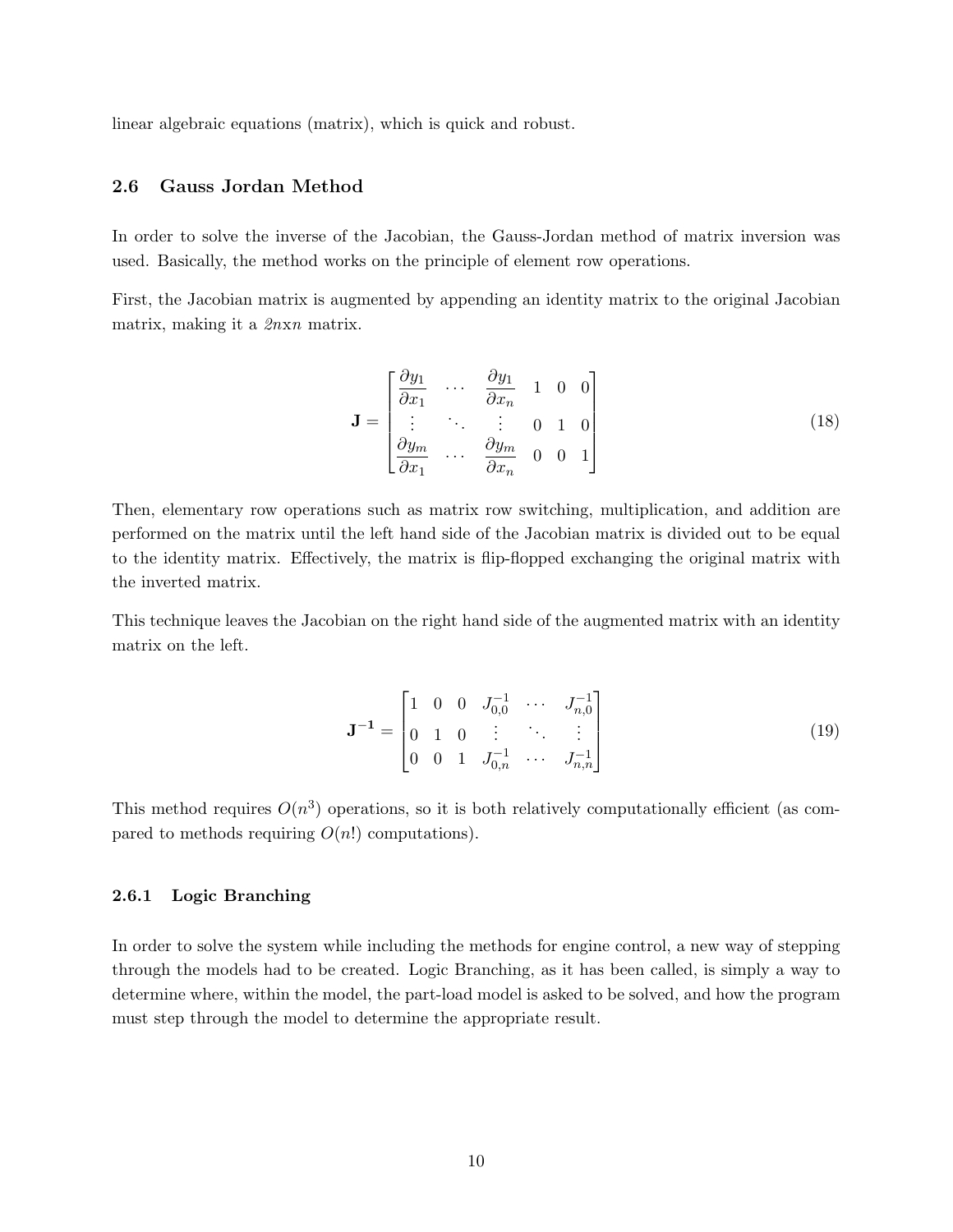linear algebraic equations (matrix), which is quick and robust.

### 2.6 Gauss Jordan Method

In order to solve the inverse of the Jacobian, the Gauss-Jordan method of matrix inversion was used. Basically, the method works on the principle of element row operations.

First, the Jacobian matrix is augmented by appending an identity matrix to the original Jacobian matrix, making it a *2n*x*n* matrix.

$$\mathbf{J} = \begin{bmatrix} \dfrac{\partial y_1}{\partial x_1} & \cdots & \dfrac{\partial y_1}{\partial x_n} & 1 & 0 & 0 \\ \vdots & \ddots & \vdots & 0 & 1 & 0 \\ \dfrac{\partial y_m}{\partial x_1} & \cdots & \dfrac{\partial y_m}{\partial x_n} & 0 & 0 & 1 \end{bmatrix} \tag{18}$$

Then, elementary row operations such as matrix row switching, multiplication, and addition are performed on the matrix until the left hand side of the Jacobian matrix is divided out to be equal to the identity matrix. Effectively, the matrix is flip-flopped exchanging the original matrix with the inverted matrix.

This technique leaves the Jacobian on the right hand side of the augmented matrix with an identity matrix on the left.

$$\mathbf{J^{-1}} = \begin{bmatrix} 1 & 0 & 0 & J_{0,0}^{-1} & \cdots & J_{n,0}^{-1} \\ 0 & 1 & 0 & \vdots & \ddots & \vdots \\ 0 & 0 & 1 & J_{0,n}^{-1} & \cdots & J_{n,n}^{-1} \end{bmatrix} \tag{19}$$

This method requires $O(n^3)$ operations, so it is both relatively computationally efficient (as compared to methods requiring $O(n!)$ computations).

#### 2.6.1 Logic Branching

In order to solve the system while including the methods for engine control, a new way of stepping through the models had to be created. Logic Branching, as it has been called, is simply a way to determine where, within the model, the part-load model is asked to be solved, and how the program must step through the model to determine the appropriate result.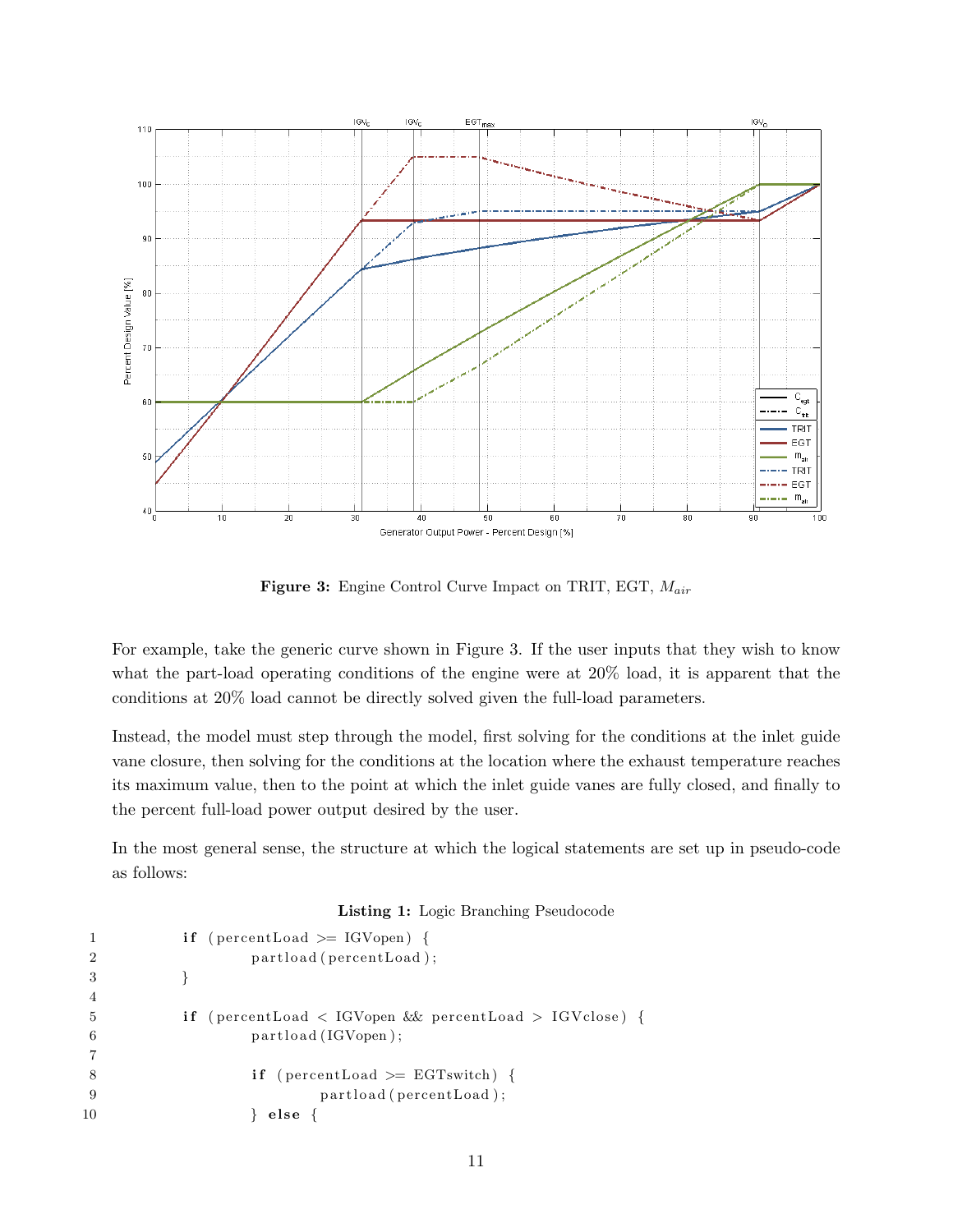**Figure 3:** Engine Control Curve Impact on TRIT, EGT, $M_{air}$

For example, take the generic curve shown in Figure 3. If the user inputs that they wish to know what the part-load operating conditions of the engine were at 20% load, it is apparent that the conditions at 20% load cannot be directly solved given the full-load parameters.

Instead, the model must step through the model, first solving for the conditions at the inlet guide vane closure, then solving for the conditions at the location where the exhaust temperature reaches its maximum value, then to the point at which the inlet guide vanes are fully closed, and finally to the percent full-load power output desired by the user.

In the most general sense, the structure at which the logical statements are set up in pseudo-code as follows:

**Listing 1:** Logic Branching Pseudocode

```
1       if (percentLoad >= IGVopen) {
2               partload(percentLoad);
3       }
4
5       if (percentLoad < IGVopen && percentLoad > IGVclose) {
6               partload(IGVopen);
7
8               if (percentLoad >= EGTswitch) {
9                       partload(percentLoad);
10              } else {
```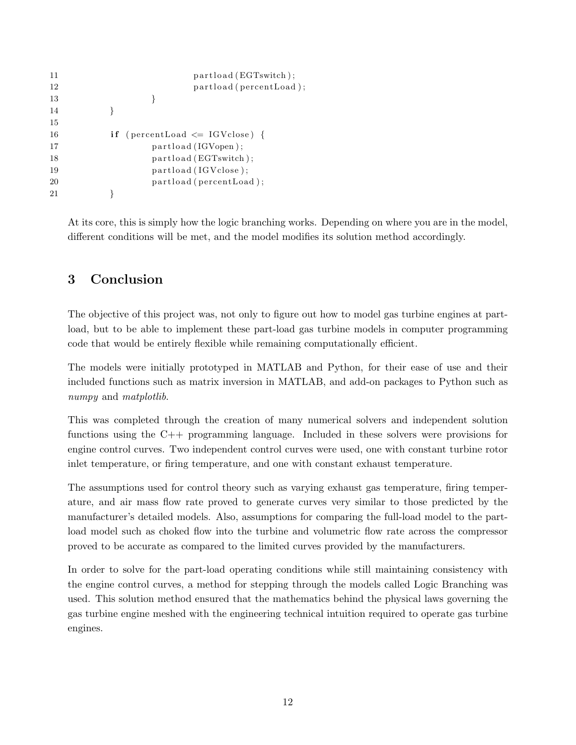```
                    partload(EGTswitch);
                    partload(percentLoad);
            }
    }

    if (percentLoad <= IGVclose) {
            partload(IGVopen);
            partload(EGTswitch);
            partload(IGVclose);
            partload(percentLoad);
    }
```

At its core, this is simply how the logic branching works. Depending on where you are in the model, different conditions will be met, and the model modifies its solution method accordingly.

## 3 Conclusion

The objective of this project was, not only to figure out how to model gas turbine engines at part-load, but to be able to implement these part-load gas turbine models in computer programming code that would be entirely flexible while remaining computationally efficient.

The models were initially prototyped in MATLAB and Python, for their ease of use and their included functions such as matrix inversion in MATLAB, and add-on packages to Python such as *numpy* and *matplotlib*.

This was completed through the creation of many numerical solvers and independent solution functions using the C++ programming language. Included in these solvers were provisions for engine control curves. Two independent control curves were used, one with constant turbine rotor inlet temperature, or firing temperature, and one with constant exhaust temperature.

The assumptions used for control theory such as varying exhaust gas temperature, firing temperature, and air mass flow rate proved to generate curves very similar to those predicted by the manufacturer's detailed models. Also, assumptions for comparing the full-load model to the part-load model such as choked flow into the turbine and volumetric flow rate across the compressor proved to be accurate as compared to the limited curves provided by the manufacturers.

In order to solve for the part-load operating conditions while still maintaining consistency with the engine control curves, a method for stepping through the models called Logic Branching was used. This solution method ensured that the mathematics behind the physical laws governing the gas turbine engine meshed with the engineering technical intuition required to operate gas turbine engines.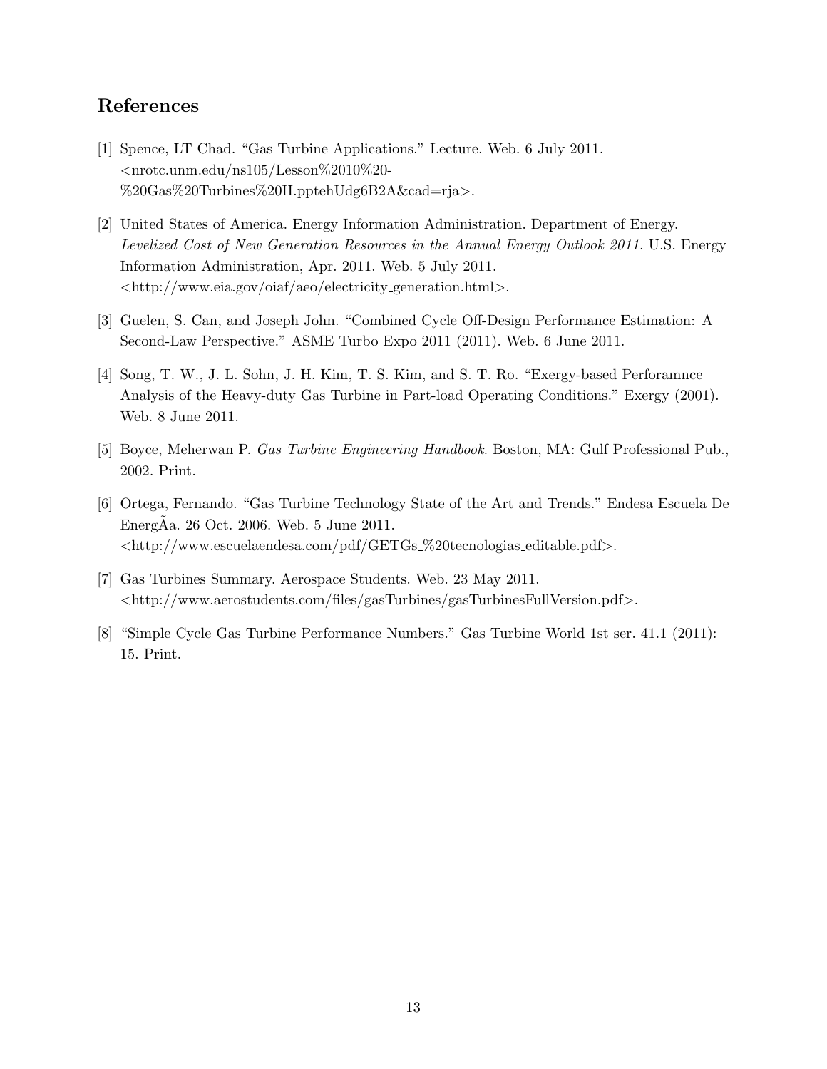## References

[1] Spence, LT Chad. "Gas Turbine Applications." Lecture. Web. 6 July 2011. <nrotc.unm.edu/ns105/Lesson%2010%20-%20Gas%20Turbines%20II.pptehUdg6B2A&cad=rja>.

[2] United States of America. Energy Information Administration. Department of Energy. *Levelized Cost of New Generation Resources in the Annual Energy Outlook 2011.* U.S. Energy Information Administration, Apr. 2011. Web. 5 July 2011. <http://www.eia.gov/oiaf/aeo/electricity_generation.html>.

[3] Guelen, S. Can, and Joseph John. "Combined Cycle Off-Design Performance Estimation: A Second-Law Perspective." ASME Turbo Expo 2011 (2011). Web. 6 June 2011.

[4] Song, T. W., J. L. Sohn, J. H. Kim, T. S. Kim, and S. T. Ro. "Exergy-based Perforamnce Analysis of the Heavy-duty Gas Turbine in Part-load Operating Conditions." Exergy (2001). Web. 8 June 2011.

[5] Boyce, Meherwan P. *Gas Turbine Engineering Handbook*. Boston, MA: Gulf Professional Pub., 2002. Print.

[6] Ortega, Fernando. "Gas Turbine Technology State of the Art and Trends." Endesa Escuela De EnergÃa. 26 Oct. 2006. Web. 5 June 2011. <http://www.escuelaendesa.com/pdf/GETGs_%20tecnologias_editable.pdf>.

[7] Gas Turbines Summary. Aerospace Students. Web. 23 May 2011. <http://www.aerostudents.com/files/gasTurbines/gasTurbinesFullVersion.pdf>.

[8] "Simple Cycle Gas Turbine Performance Numbers." Gas Turbine World 1st ser. 41.1 (2011): 15. Print.